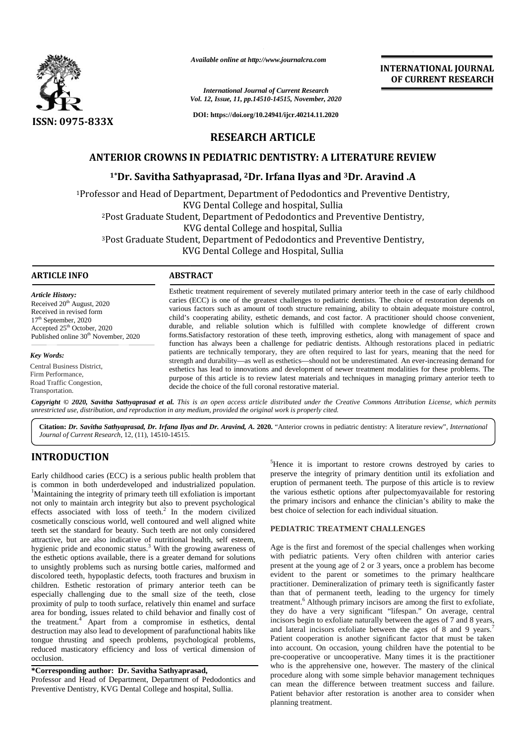*Available online at http://www.journalcra.com*

*International Journal of Current Research*
*Vol. 12, Issue, 11, pp.14510-14515, November, 2020*

**DOI: https://doi.org/10.24941/ijcr.40214.11.2020**

**INTERNATIONAL JOURNAL OF CURRENT RESEARCH**

**ISSN: 0975-833X**

## RESEARCH ARTICLE

# ANTERIOR CROWNS IN PEDIATRIC DENTISTRY: A LITERATURE REVIEW

### [1*]Dr. Savitha Sathyaprasad, [2]Dr. Irfana Ilyas and [3]Dr. Aravind .A

[1]Professor and Head of Department, Department of Pedodontics and Preventive Dentistry, KVG Dental College and hospital, Sullia
[2]Post Graduate Student, Department of Pedodontics and Preventive Dentistry, KVG dental College and hospital, Sullia
[3]Post Graduate Student, Department of Pedodontics and Preventive Dentistry, KVG Dental College and Hospital, Sullia

**ARTICLE INFO**

***Article History:***
Received 20th August, 2020
Received in revised form
17th September, 2020
Accepted 25th October, 2020
Published online 30th November, 2020

***Key Words:***
Central Business District,
Firm Performance,
Road Traffic Congestion,
Transportation.

**ABSTRACT**

Esthetic treatment requirement of severely mutilated primary anterior teeth in the case of early childhood caries (ECC) is one of the greatest challenges to pediatric dentists. The choice of restoration depends on various factors such as amount of tooth structure remaining, ability to obtain adequate moisture control, child's cooperating ability, esthetic demands, and cost factor. A practitioner should choose convenient, durable, and reliable solution which is fulfilled with complete knowledge of different crown forms.Satisfactory restoration of these teeth, improving esthetics, along with management of space and function has always been a challenge for pediatric dentists. Although restorations placed in pediatric patients are technically temporary, they are often required to last for years, meaning that the need for strength and durability—as well as esthetics—should not be underestimated. An ever-increasing demand for esthetics has lead to innovations and development of newer treatment modalities for these problems. The purpose of this article is to review latest materials and techniques in managing primary anterior teeth to decide the choice of the full coronal restorative material.

***Copyright © 2020, Savitha Sathyaprasad et al.** This is an open access article distributed under the Creative Commons Attribution License, which permits unrestricted use, distribution, and reproduction in any medium, provided the original work is properly cited.*

**Citation:** ***Dr. Savitha Sathyaprasad, Dr. Irfana Ilyas and Dr. Aravind, A.* 2020.** "Anterior crowns in pediatric dentistry: A literature review", *International Journal of Current Research*, 12, (11), 14510-14515.

## INTRODUCTION

Early childhood caries (ECC) is a serious public health problem that is common in both underdeveloped and industrialized population.[1] Maintaining the integrity of primary teeth till exfoliation is important not only to maintain arch integrity but also to prevent psychological effects associated with loss of teeth.[2] In the modern civilized cosmetically conscious world, well contoured and well aligned white teeth set the standard for beauty. Such teeth are not only considered attractive, but are also indicative of nutritional health, self esteem, hygienic pride and economic status.[3] With the growing awareness of the esthetic options available, there is a greater demand for solutions to unsightly problems such as nursing bottle caries, malformed and discolored teeth, hypoplastic defects, tooth fractures and bruxism in children. Esthetic restoration of primary anterior teeth can be especially challenging due to the small size of the teeth, close proximity of pulp to tooth surface, relatively thin enamel and surface area for bonding, issues related to child behavior and finally cost of the treatment.[4] Apart from a compromise in esthetics, dental destruction may also lead to development of parafunctional habits like tongue thrusting and speech problems, psychological problems, reduced masticatory efficiency and loss of vertical dimension of occlusion.

**\*Corresponding author: Dr. Savitha Sathyaprasad,**
Professor and Head of Department, Department of Pedodontics and Preventive Dentistry, KVG Dental College and hospital, Sullia.

[5]Hence it is important to restore crowns destroyed by caries to preserve the integrity of primary dentition until its exfoliation and eruption of permanent teeth. The purpose of this article is to review the various esthetic options after pulpectomyavailable for restoring the primary incisors and enhance the clinician's ability to make the best choice of selection for each individual situation.

## PEDIATRIC TREATMENT CHALLENGES

Age is the first and foremost of the special challenges when working with pediatric patients. Very often children with anterior caries present at the young age of 2 or 3 years, once a problem has become evident to the parent or sometimes to the primary healthcare practitioner. Demineralization of primary teeth is significantly faster than that of permanent teeth, leading to the urgency for timely treatment.[6] Although primary incisors are among the first to exfoliate, they do have a very significant "lifespan." On average, central incisors begin to exfoliate naturally between the ages of 7 and 8 years, and lateral incisors exfoliate between the ages of 8 and 9 years.[7] Patient cooperation is another significant factor that must be taken into account. On occasion, young children have the potential to be pre-cooperative or uncooperative. Many times it is the practitioner who is the apprehensive one, however. The mastery of the clinical procedure along with some simple behavior management techniques can mean the difference between treatment success and failure. Patient behavior after restoration is another area to consider when planning treatment.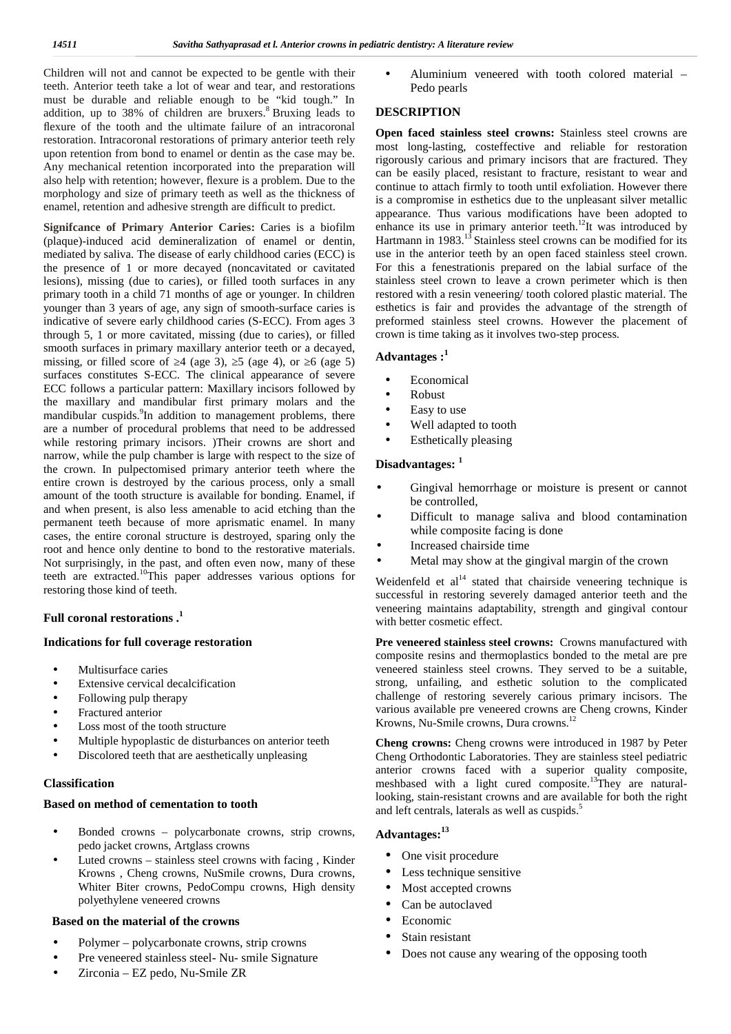Children will not and cannot be expected to be gentle with their teeth. Anterior teeth take a lot of wear and tear, and restorations must be durable and reliable enough to be "kid tough." In addition, up to 38% of children are bruxers.[8] Bruxing leads to flexure of the tooth and the ultimate failure of an intracoronal restoration. Intracoronal restorations of primary anterior teeth rely upon retention from bond to enamel or dentin as the case may be. Any mechanical retention incorporated into the preparation will also help with retention; however, flexure is a problem. Due to the morphology and size of primary teeth as well as the thickness of enamel, retention and adhesive strength are difficult to predict.

**Signifcance of Primary Anterior Caries:** Caries is a biofilm (plaque)-induced acid demineralization of enamel or dentin, mediated by saliva. The disease of early childhood caries (ECC) is the presence of 1 or more decayed (noncavitated or cavitated lesions), missing (due to caries), or filled tooth surfaces in any primary tooth in a child 71 months of age or younger. In children younger than 3 years of age, any sign of smooth-surface caries is indicative of severe early childhood caries (S-ECC). From ages 3 through 5, 1 or more cavitated, missing (due to caries), or filled smooth surfaces in primary maxillary anterior teeth or a decayed, missing, or filled score of ≥4 (age 3), ≥5 (age 4), or ≥6 (age 5) surfaces constitutes S-ECC. The clinical appearance of severe ECC follows a particular pattern: Maxillary incisors followed by the maxillary and mandibular first primary molars and the mandibular cuspids.[9]In addition to management problems, there are a number of procedural problems that need to be addressed while restoring primary incisors. )Their crowns are short and narrow, while the pulp chamber is large with respect to the size of the crown. In pulpectomised primary anterior teeth where the entire crown is destroyed by the carious process, only a small amount of the tooth structure is available for bonding. Enamel, if and when present, is also less amenable to acid etching than the permanent teeth because of more aprismatic enamel. In many cases, the entire coronal structure is destroyed, sparing only the root and hence only dentine to bond to the restorative materials. Not surprisingly, in the past, and often even now, many of these teeth are extracted.[10]This paper addresses various options for restoring those kind of teeth.

### Full coronal restorations .[1]

#### Indications for full coverage restoration

- Multisurface caries
- Extensive cervical decalcification
- Following pulp therapy
- Fractured anterior
- Loss most of the tooth structure
- Multiple hypoplastic de disturbances on anterior teeth
- Discolored teeth that are aesthetically unpleasing

#### Classification

#### Based on method of cementation to tooth

- Bonded crowns – polycarbonate crowns, strip crowns, pedo jacket crowns, Artglass crowns
- Luted crowns – stainless steel crowns with facing , Kinder Krowns , Cheng crowns, NuSmile crowns, Dura crowns, Whiter Biter crowns, PedoCompu crowns, High density polyethylene veneered crowns

#### Based on the material of the crowns

- Polymer – polycarbonate crowns, strip crowns
- Pre veneered stainless steel- Nu- smile Signature
- Zirconia – EZ pedo, Nu-Smile ZR
- Aluminium veneered with tooth colored material – Pedo pearls

### DESCRIPTION

**Open faced stainless steel crowns:** Stainless steel crowns are most long-lasting, costeffective and reliable for restoration rigorously carious and primary incisors that are fractured. They can be easily placed, resistant to fracture, resistant to wear and continue to attach firmly to tooth until exfoliation. However there is a compromise in esthetics due to the unpleasant silver metallic appearance. Thus various modifications have been adopted to enhance its use in primary anterior teeth.[12]It was introduced by Hartmann in 1983.[13] Stainless steel crowns can be modified for its use in the anterior teeth by an open faced stainless steel crown. For this a fenestrationis prepared on the labial surface of the stainless steel crown to leave a crown perimeter which is then restored with a resin veneering/ tooth colored plastic material. The esthetics is fair and provides the advantage of the strength of preformed stainless steel crowns. However the placement of crown is time taking as it involves two-step process.

#### Advantages :[1]

- Economical
- Robust
- Easy to use
- Well adapted to tooth
- Esthetically pleasing

#### Disadvantages: [1]

- Gingival hemorrhage or moisture is present or cannot be controlled,
- Difficult to manage saliva and blood contamination while composite facing is done
- Increased chairside time
- Metal may show at the gingival margin of the crown

Weidenfeld et al[14] stated that chairside veneering technique is successful in restoring severely damaged anterior teeth and the veneering maintains adaptability, strength and gingival contour with better cosmetic effect.

**Pre veneered stainless steel crowns:** Crowns manufactured with composite resins and thermoplastics bonded to the metal are pre veneered stainless steel crowns. They served to be a suitable, strong, unfailing, and esthetic solution to the complicated challenge of restoring severely carious primary incisors. The various available pre veneered crowns are Cheng crowns, Kinder Krowns, Nu-Smile crowns, Dura crowns.[12]

**Cheng crowns:** Cheng crowns were introduced in 1987 by Peter Cheng Orthodontic Laboratories. They are stainless steel pediatric anterior crowns faced with a superior quality composite, meshbased with a light cured composite.[13]They are natural-looking, stain-resistant crowns and are available for both the right and left centrals, laterals as well as cuspids.[5]

#### Advantages:[13]

- One visit procedure
- Less technique sensitive
- Most accepted crowns
- Can be autoclaved
- Economic
- Stain resistant
- Does not cause any wearing of the opposing tooth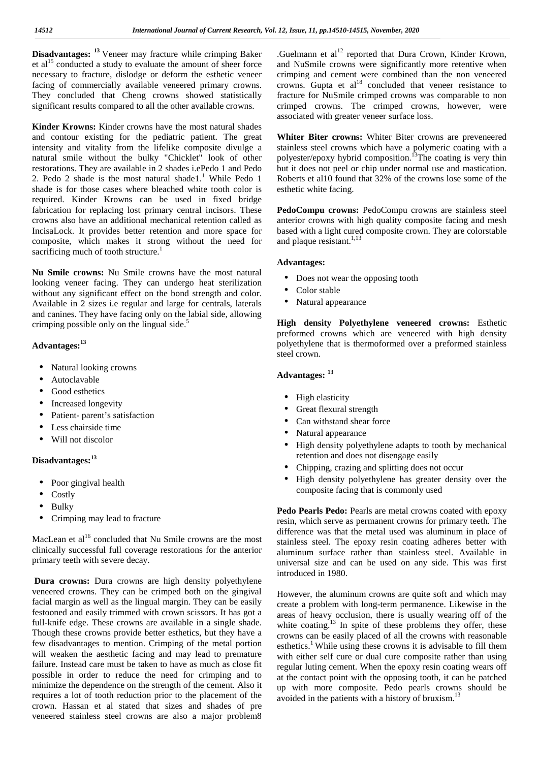**Disadvantages:** [13] Veneer may fracture while crimping Baker et al[15] conducted a study to evaluate the amount of sheer force necessary to fracture, dislodge or deform the esthetic veneer facing of commercially available veneered primary crowns. They concluded that Cheng crowns showed statistically significant results compared to all the other available crowns.

**Kinder Krowns:** Kinder crowns have the most natural shades and contour existing for the pediatric patient. The great intensity and vitality from the lifelike composite divulge a natural smile without the bulky "Chicklet" look of other restorations. They are available in 2 shades i.ePedo 1 and Pedo 2. Pedo 2 shade is the most natural shade1.[1] While Pedo 1 shade is for those cases where bleached white tooth color is required. Kinder Krowns can be used in fixed bridge fabrication for replacing lost primary central incisors. These crowns also have an additional mechanical retention called as IncisaLock. It provides better retention and more space for composite, which makes it strong without the need for sacrificing much of tooth structure.[1]

**Nu Smile crowns:** Nu Smile crowns have the most natural looking veneer facing. They can undergo heat sterilization without any significant effect on the bond strength and color. Available in 2 sizes i.e regular and large for centrals, laterals and canines. They have facing only on the labial side, allowing crimping possible only on the lingual side.[5]

**Advantages:**[13]

- Natural looking crowns
- Autoclavable
- Good esthetics
- Increased longevity
- Patient- parent's satisfaction
- Less chairside time
- Will not discolor

**Disadvantages:**[13]

- Poor gingival health
- Costly
- Bulky
- Crimping may lead to fracture

MacLean et al[16] concluded that Nu Smile crowns are the most clinically successful full coverage restorations for the anterior primary teeth with severe decay.

**Dura crowns:** Dura crowns are high density polyethylene veneered crowns. They can be crimped both on the gingival facial margin as well as the lingual margin. They can be easily festooned and easily trimmed with crown scissors. It has got a full-knife edge. These crowns are available in a single shade. Though these crowns provide better esthetics, but they have a few disadvantages to mention. Crimping of the metal portion will weaken the aesthetic facing and may lead to premature failure. Instead care must be taken to have as much as close fit possible in order to reduce the need for crimping and to minimize the dependence on the strength of the cement. Also it requires a lot of tooth reduction prior to the placement of the crown. Hassan et al stated that sizes and shades of pre veneered stainless steel crowns are also a major problem8 .Guelmann et al[12] reported that Dura Crown, Kinder Krown, and NuSmile crowns were significantly more retentive when crimping and cement were combined than the non veneered crowns. Gupta et al[18] concluded that veneer resistance to fracture for NuSmile crimped crowns was comparable to non crimped crowns. The crimped crowns, however, were associated with greater veneer surface loss.

**Whiter Biter crowns:** Whiter Biter crowns are preveneered stainless steel crowns which have a polymeric coating with a polyester/epoxy hybrid composition.[13]The coating is very thin but it does not peel or chip under normal use and mastication. Roberts et al10 found that 32% of the crowns lose some of the esthetic white facing.

**PedoCompu crowns:** PedoCompu crowns are stainless steel anterior crowns with high quality composite facing and mesh based with a light cured composite crown. They are colorstable and plaque resistant.[1,13]

**Advantages:**

- Does not wear the opposing tooth
- Color stable
- Natural appearance

**High density Polyethylene veneered crowns:** Esthetic preformed crowns which are veneered with high density polyethylene that is thermoformed over a preformed stainless steel crown.

**Advantages:** [13]

- High elasticity
- Great flexural strength
- Can withstand shear force
- Natural appearance
- High density polyethylene adapts to tooth by mechanical retention and does not disengage easily
- Chipping, crazing and splitting does not occur
- High density polyethylene has greater density over the composite facing that is commonly used

**Pedo Pearls Pedo:** Pearls are metal crowns coated with epoxy resin, which serve as permanent crowns for primary teeth. The difference was that the metal used was aluminum in place of stainless steel. The epoxy resin coating adheres better with aluminum surface rather than stainless steel. Available in universal size and can be used on any side. This was first introduced in 1980.

However, the aluminum crowns are quite soft and which may create a problem with long-term permanence. Likewise in the areas of heavy occlusion, there is usually wearing off of the white coating.[13] In spite of these problems they offer, these crowns can be easily placed of all the crowns with reasonable esthetics.[1] While using these crowns it is advisable to fill them with either self cure or dual cure composite rather than using regular luting cement. When the epoxy resin coating wears off at the contact point with the opposing tooth, it can be patched up with more composite. Pedo pearls crowns should be avoided in the patients with a history of bruxism.[13]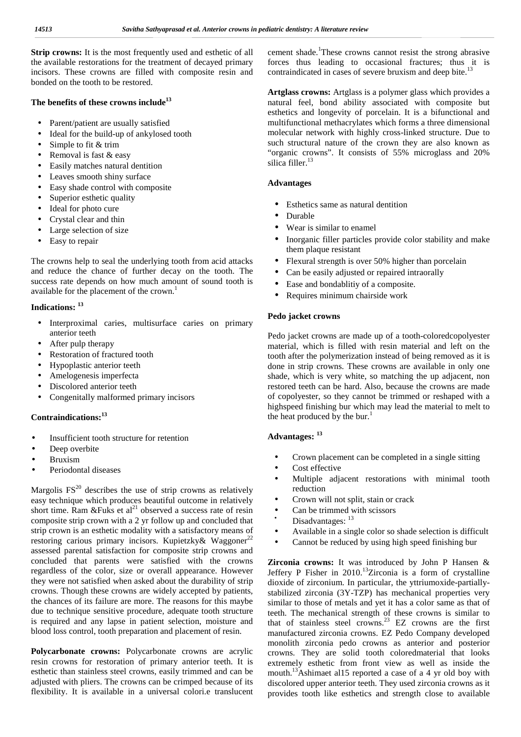**Strip crowns:** It is the most frequently used and esthetic of all the available restorations for the treatment of decayed primary incisors. These crowns are filled with composite resin and bonded on the tooth to be restored.

**The benefits of these crowns include**[13]

- Parent/patient are usually satisfied
- Ideal for the build-up of ankylosed tooth
- Simple to fit & trim
- Removal is fast & easy
- Easily matches natural dentition
- Leaves smooth shiny surface
- Easy shade control with composite
- Superior esthetic quality
- Ideal for photo cure
- Crystal clear and thin
- Large selection of size
- Easy to repair

The crowns help to seal the underlying tooth from acid attacks and reduce the chance of further decay on the tooth. The success rate depends on how much amount of sound tooth is available for the placement of the crown.[1]

**Indications:** [13]

- Interproximal caries, multisurface caries on primary anterior teeth
- After pulp therapy
- Restoration of fractured tooth
- Hypoplastic anterior teeth
- Amelogenesis imperfecta
- Discolored anterior teeth
- Congenitally malformed primary incisors

**Contraindications:**[13]

- Insufficient tooth structure for retention
- Deep overbite
- Bruxism
- Periodontal diseases

Margolis FS[20] describes the use of strip crowns as relatively easy technique which produces beautiful outcome in relatively short time. Ram &Fuks et al[21] observed a success rate of resin composite strip crown with a 2 yr follow up and concluded that strip crown is an esthetic modality with a satisfactory means of restoring carious primary incisors. Kupietzky& Waggoner[22] assessed parental satisfaction for composite strip crowns and concluded that parents were satisfied with the crowns regardless of the color, size or overall appearance. However they were not satisfied when asked about the durability of strip crowns. Though these crowns are widely accepted by patients, the chances of its failure are more. The reasons for this maybe due to technique sensitive procedure, adequate tooth structure is required and any lapse in patient selection, moisture and blood loss control, tooth preparation and placement of resin.

**Polycarbonate crowns:** Polycarbonate crowns are acrylic resin crowns for restoration of primary anterior teeth. It is esthetic than stainless steel crowns, easily trimmed and can be adjusted with pliers. The crowns can be crimped because of its flexibility. It is available in a universal colori.e translucent cement shade.[1]These crowns cannot resist the strong abrasive forces thus leading to occasional fractures; thus it is contraindicated in cases of severe bruxism and deep bite.[13]

**Artglass crowns:** Artglass is a polymer glass which provides a natural feel, bond ability associated with composite but esthetics and longevity of porcelain. It is a bifunctional and multifunctional methacrylates which forms a three dimensional molecular network with highly cross-linked structure. Due to such structural nature of the crown they are also known as "organic crowns". It consists of 55% microglass and 20% silica filler.[13]

**Advantages**

- Esthetics same as natural dentition
- Durable
- Wear is similar to enamel
- Inorganic filler particles provide color stability and make them plaque resistant
- Flexural strength is over 50% higher than porcelain
- Can be easily adjusted or repaired intraorally
- Ease and bondablitiy of a composite.
- Requires minimum chairside work

**Pedo jacket crowns**

Pedo jacket crowns are made up of a tooth-coloredcopolyester material, which is filled with resin material and left on the tooth after the polymerization instead of being removed as it is done in strip crowns. These crowns are available in only one shade, which is very white, so matching the up adjacent, non restored teeth can be hard. Also, because the crowns are made of copolyester, so they cannot be trimmed or reshaped with a highspeed finishing bur which may lead the material to melt to the heat produced by the bur.[1]

**Advantages:** [13]

- Crown placement can be completed in a single sitting
- Cost effective
- Multiple adjacent restorations with minimal tooth reduction
- Crown will not split, stain or crack
- Can be trimmed with scissors
- Disadvantages: [13]
- Available in a single color so shade selection is difficult
- Cannot be reduced by using high speed finishing bur

**Zirconia crowns:** It was introduced by John P Hansen & Jeffery P Fisher in 2010.[13]Zirconia is a form of crystalline dioxide of zirconium. In particular, the yttriumoxide-partially-stabilized zirconia (3Y-TZP) has mechanical properties very similar to those of metals and yet it has a color same as that of teeth. The mechanical strength of these crowns is similar to that of stainless steel crowns.[23] EZ crowns are the first manufactured zirconia crowns. EZ Pedo Company developed monolith zirconia pedo crowns as anterior and posterior crowns. They are solid tooth coloredmaterial that looks extremely esthetic from front view as well as inside the mouth.[13]Ashimaet al15 reported a case of a 4 yr old boy with discolored upper anterior teeth. They used zirconia crowns as it provides tooth like esthetics and strength close to available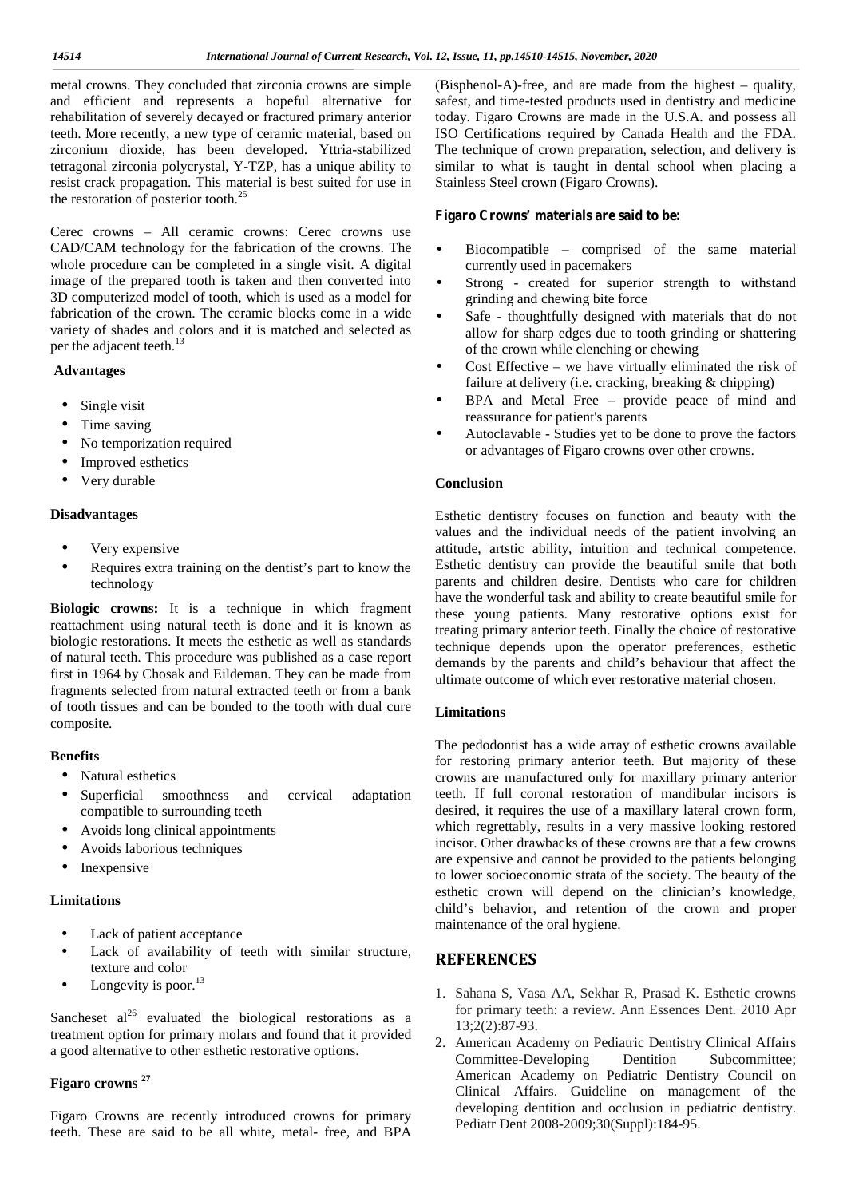metal crowns. They concluded that zirconia crowns are simple and efficient and represents a hopeful alternative for rehabilitation of severely decayed or fractured primary anterior teeth. More recently, a new type of ceramic material, based on zirconium dioxide, has been developed. Yttria-stabilized tetragonal zirconia polycrystal, Y-TZP, has a unique ability to resist crack propagation. This material is best suited for use in the restoration of posterior tooth.[25]

Cerec crowns – All ceramic crowns: Cerec crowns use CAD/CAM technology for the fabrication of the crowns. The whole procedure can be completed in a single visit. A digital image of the prepared tooth is taken and then converted into 3D computerized model of tooth, which is used as a model for fabrication of the crown. The ceramic blocks come in a wide variety of shades and colors and it is matched and selected as per the adjacent teeth.[13]

**Advantages**

- Single visit
- Time saving
- No temporization required
- Improved esthetics
- Very durable

**Disadvantages**

- Very expensive
- Requires extra training on the dentist's part to know the technology

**Biologic crowns:** It is a technique in which fragment reattachment using natural teeth is done and it is known as biologic restorations. It meets the esthetic as well as standards of natural teeth. This procedure was published as a case report first in 1964 by Chosak and Eildeman. They can be made from fragments selected from natural extracted teeth or from a bank of tooth tissues and can be bonded to the tooth with dual cure composite.

**Benefits**

- Natural esthetics
- Superficial smoothness and cervical adaptation compatible to surrounding teeth
- Avoids long clinical appointments
- Avoids laborious techniques
- Inexpensive

**Limitations**

- Lack of patient acceptance
- Lack of availability of teeth with similar structure, texture and color
- Longevity is poor.[13]

Sancheset al[26] evaluated the biological restorations as a treatment option for primary molars and found that it provided a good alternative to other esthetic restorative options.

**Figaro crowns [27]**

Figaro Crowns are recently introduced crowns for primary teeth. These are said to be all white, metal- free, and BPA (Bisphenol-A)-free, and are made from the highest – quality, safest, and time-tested products used in dentistry and medicine today. Figaro Crowns are made in the U.S.A. and possess all ISO Certifications required by Canada Health and the FDA. The technique of crown preparation, selection, and delivery is similar to what is taught in dental school when placing a Stainless Steel crown (Figaro Crowns).

**Figaro Crowns' materials are said to be:**

- Biocompatible – comprised of the same material currently used in pacemakers
- Strong - created for superior strength to withstand grinding and chewing bite force
- Safe - thoughtfully designed with materials that do not allow for sharp edges due to tooth grinding or shattering of the crown while clenching or chewing
- Cost Effective – we have virtually eliminated the risk of failure at delivery (i.e. cracking, breaking & chipping)
- BPA and Metal Free – provide peace of mind and reassurance for patient's parents
- Autoclavable - Studies yet to be done to prove the factors or advantages of Figaro crowns over other crowns.

**Conclusion**

Esthetic dentistry focuses on function and beauty with the values and the individual needs of the patient involving an attitude, artstic ability, intuition and technical competence. Esthetic dentistry can provide the beautiful smile that both parents and children desire. Dentists who care for children have the wonderful task and ability to create beautiful smile for these young patients. Many restorative options exist for treating primary anterior teeth. Finally the choice of restorative technique depends upon the operator preferences, esthetic demands by the parents and child's behaviour that affect the ultimate outcome of which ever restorative material chosen.

**Limitations**

The pedodontist has a wide array of esthetic crowns available for restoring primary anterior teeth. But majority of these crowns are manufactured only for maxillary primary anterior teeth. If full coronal restoration of mandibular incisors is desired, it requires the use of a maxillary lateral crown form, which regrettably, results in a very massive looking restored incisor. Other drawbacks of these crowns are that a few crowns are expensive and cannot be provided to the patients belonging to lower socioeconomic strata of the society. The beauty of the esthetic crown will depend on the clinician's knowledge, child's behavior, and retention of the crown and proper maintenance of the oral hygiene.

## REFERENCES

1. Sahana S, Vasa AA, Sekhar R, Prasad K. Esthetic crowns for primary teeth: a review. Ann Essences Dent. 2010 Apr 13;2(2):87-93.
2. American Academy on Pediatric Dentistry Clinical Affairs Committee-Developing Dentition Subcommittee; American Academy on Pediatric Dentistry Council on Clinical Affairs. Guideline on management of the developing dentition and occlusion in pediatric dentistry. Pediatr Dent 2008-2009;30(Suppl):184-95.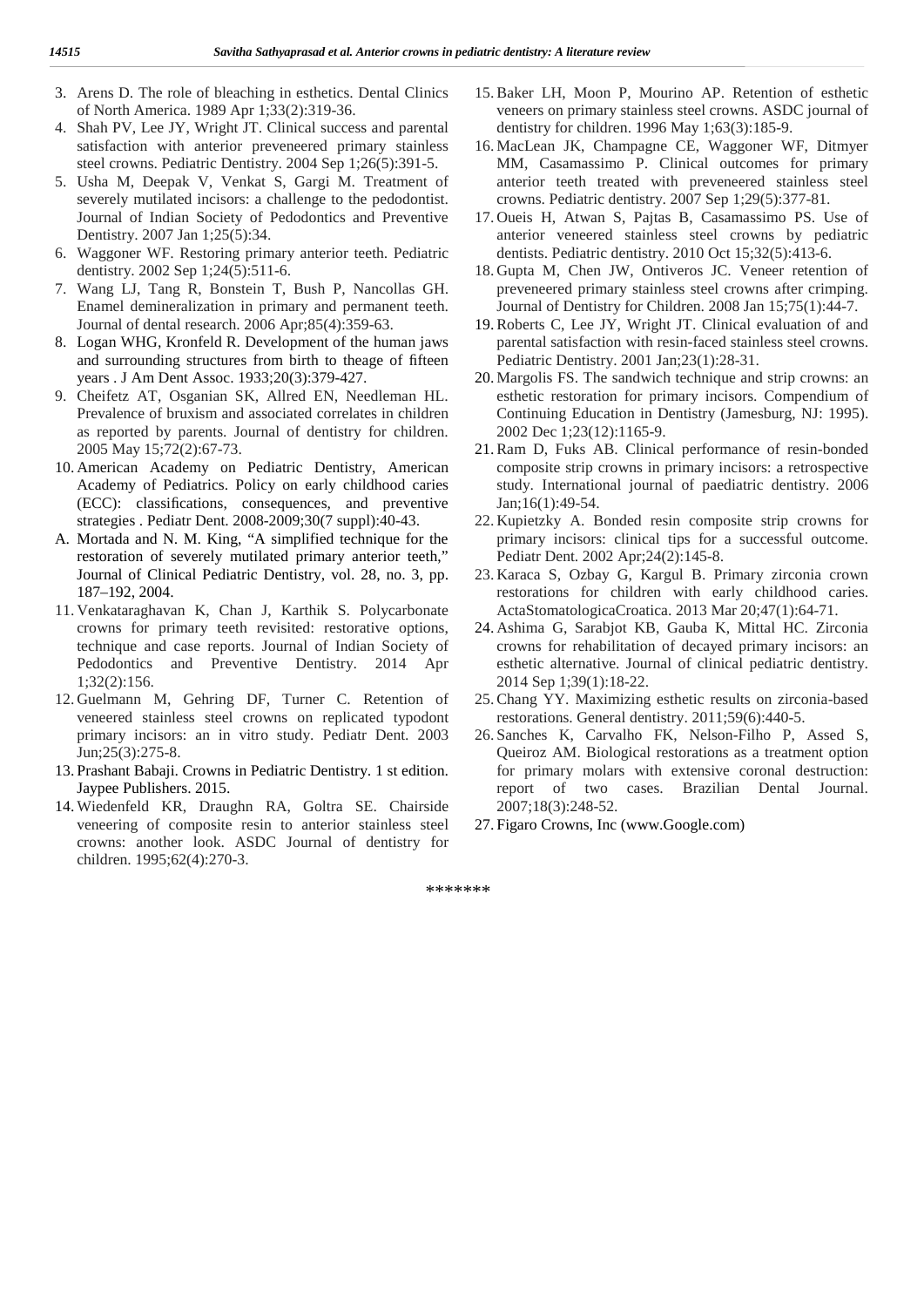3. Arens D. The role of bleaching in esthetics. Dental Clinics of North America. 1989 Apr 1;33(2):319-36.
4. Shah PV, Lee JY, Wright JT. Clinical success and parental satisfaction with anterior preveneered primary stainless steel crowns. Pediatric Dentistry. 2004 Sep 1;26(5):391-5.
5. Usha M, Deepak V, Venkat S, Gargi M. Treatment of severely mutilated incisors: a challenge to the pedodontist. Journal of Indian Society of Pedodontics and Preventive Dentistry. 2007 Jan 1;25(5):34.
6. Waggoner WF. Restoring primary anterior teeth. Pediatric dentistry. 2002 Sep 1;24(5):511-6.
7. Wang LJ, Tang R, Bonstein T, Bush P, Nancollas GH. Enamel demineralization in primary and permanent teeth. Journal of dental research. 2006 Apr;85(4):359-63.
8. Logan WHG, Kronfeld R. Development of the human jaws and surrounding structures from birth to theage of fifteen years . J Am Dent Assoc. 1933;20(3):379-427.
9. Cheifetz AT, Osganian SK, Allred EN, Needleman HL. Prevalence of bruxism and associated correlates in children as reported by parents. Journal of dentistry for children. 2005 May 15;72(2):67-73.
10. American Academy on Pediatric Dentistry, American Academy of Pediatrics. Policy on early childhood caries (ECC): classifications, consequences, and preventive strategies . Pediatr Dent. 2008-2009;30(7 suppl):40-43.

A. Mortada and N. M. King, "A simplified technique for the restoration of severely mutilated primary anterior teeth," Journal of Clinical Pediatric Dentistry, vol. 28, no. 3, pp. 187–192, 2004.

11. Venkataraghavan K, Chan J, Karthik S. Polycarbonate crowns for primary teeth revisited: restorative options, technique and case reports. Journal of Indian Society of Pedodontics and Preventive Dentistry. 2014 Apr 1;32(2):156.
12. Guelmann M, Gehring DF, Turner C. Retention of veneered stainless steel crowns on replicated typodont primary incisors: an in vitro study. Pediatr Dent. 2003 Jun;25(3):275-8.
13. Prashant Babaji. Crowns in Pediatric Dentistry. 1 st edition. Jaypee Publishers. 2015.
14. Wiedenfeld KR, Draughn RA, Goltra SE. Chairside veneering of composite resin to anterior stainless steel crowns: another look. ASDC Journal of dentistry for children. 1995;62(4):270-3.
15. Baker LH, Moon P, Mourino AP. Retention of esthetic veneers on primary stainless steel crowns. ASDC journal of dentistry for children. 1996 May 1;63(3):185-9.
16. MacLean JK, Champagne CE, Waggoner WF, Ditmyer MM, Casamassimo P. Clinical outcomes for primary anterior teeth treated with preveneered stainless steel crowns. Pediatric dentistry. 2007 Sep 1;29(5):377-81.
17. Oueis H, Atwan S, Pajtas B, Casamassimo PS. Use of anterior veneered stainless steel crowns by pediatric dentists. Pediatric dentistry. 2010 Oct 15;32(5):413-6.
18. Gupta M, Chen JW, Ontiveros JC. Veneer retention of preveneered primary stainless steel crowns after crimping. Journal of Dentistry for Children. 2008 Jan 15;75(1):44-7.
19. Roberts C, Lee JY, Wright JT. Clinical evaluation of and parental satisfaction with resin-faced stainless steel crowns. Pediatric Dentistry. 2001 Jan;23(1):28-31.
20. Margolis FS. The sandwich technique and strip crowns: an esthetic restoration for primary incisors. Compendium of Continuing Education in Dentistry (Jamesburg, NJ: 1995). 2002 Dec 1;23(12):1165-9.
21. Ram D, Fuks AB. Clinical performance of resin-bonded composite strip crowns in primary incisors: a retrospective study. International journal of paediatric dentistry. 2006 Jan;16(1):49-54.
22. Kupietzky A. Bonded resin composite strip crowns for primary incisors: clinical tips for a successful outcome. Pediatr Dent. 2002 Apr;24(2):145-8.
23. Karaca S, Ozbay G, Kargul B. Primary zirconia crown restorations for children with early childhood caries. ActaStomatologicaCroatica. 2013 Mar 20;47(1):64-71.
24. Ashima G, Sarabjot KB, Gauba K, Mittal HC. Zirconia crowns for rehabilitation of decayed primary incisors: an esthetic alternative. Journal of clinical pediatric dentistry. 2014 Sep 1;39(1):18-22.
25. Chang YY. Maximizing esthetic results on zirconia-based restorations. General dentistry. 2011;59(6):440-5.
26. Sanches K, Carvalho FK, Nelson-Filho P, Assed S, Queiroz AM. Biological restorations as a treatment option for primary molars with extensive coronal destruction: report of two cases. Brazilian Dental Journal. 2007;18(3):248-52.
27. Figaro Crowns, Inc (www.Google.com)

*******